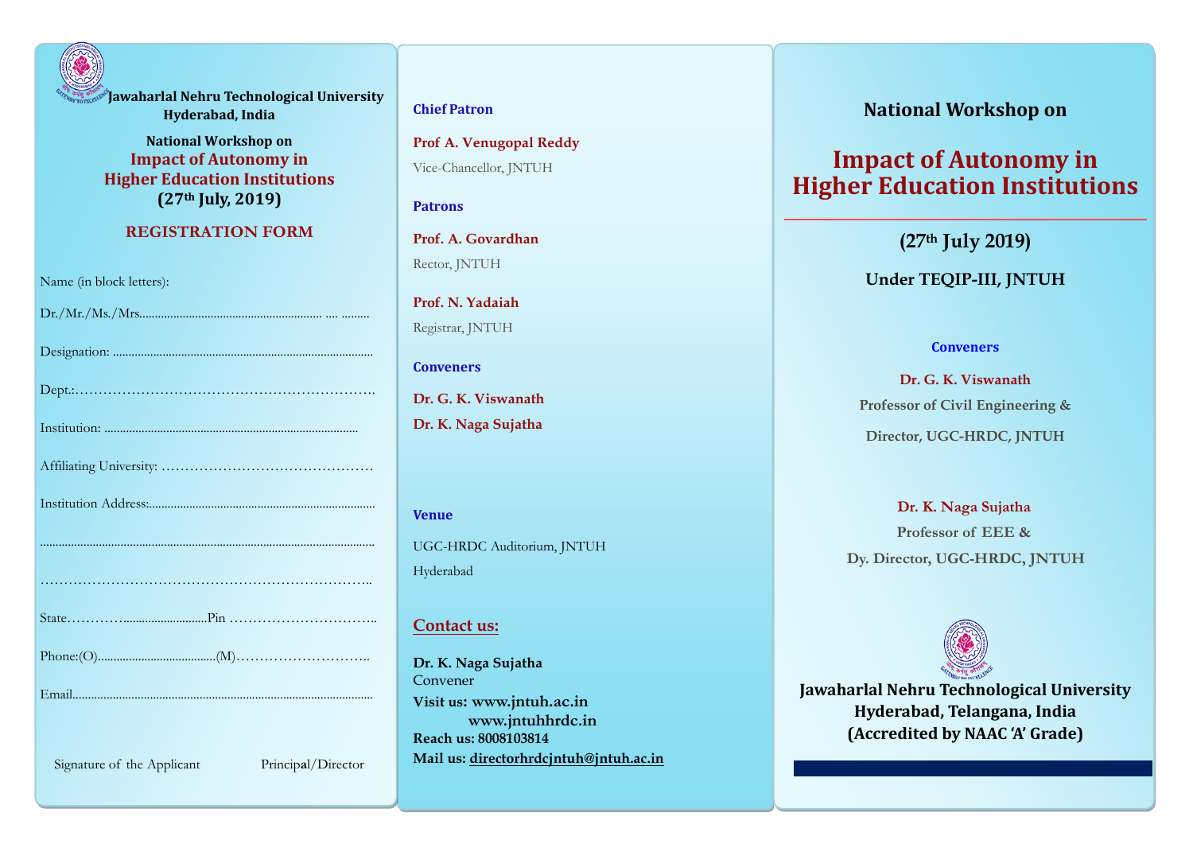**Jawaharlal Nehru Technological University**
**Hyderabad, India**

**National Workshop on**

## Impact of Autonomy in Higher Education Institutions

**(27th July, 2019)**

### REGISTRATION FORM

Name (in block letters):

Dr./Mr./Ms./Mrs.......................................................... .... .........

Designation: ....................................................................................

Dept.:…………………………………………………………….

Institution: .................................................................................

Affiliating University: ………………………………………

Institution Address:.......................................................................

...........................................................................................................

………………………………………………………………..

State…………..........................Pin …………………………..

Phone:(O)......................................(M)………………………..

Email.................................................................................................

Signature of the Applicant Principal/Director

**Chief Patron**

**Prof A. Venugopal Reddy**
Vice-Chancellor, JNTUH

**Patrons**

**Prof. A. Govardhan**
Rector, JNTUH

**Prof. N. Yadaiah**
Registrar, JNTUH

**Conveners**

**Dr. G. K. Viswanath**
**Dr. K. Naga Sujatha**

**Venue**

UGC-HRDC Auditorium, JNTUH
Hyderabad

**Contact us:**

**Dr. K. Naga Sujatha**
Convener
**Visit us: www.jntuh.ac.in**
**www.jntuhhrdc.in**
**Reach us: 8008103814**
**Mail us: directorhrdcjntuh@jntuh.ac.in**

**National Workshop on**

# Impact of Autonomy in Higher Education Institutions

**(27th July 2019)**

**Under TEQIP-III, JNTUH**

**Conveners**

**Dr. G. K. Viswanath**
**Professor of Civil Engineering &**
**Director, UGC-HRDC, JNTUH**

**Dr. K. Naga Sujatha**
**Professor of EEE &**
**Dy. Director, UGC-HRDC, JNTUH**

**Jawaharlal Nehru Technological University**
**Hyderabad, Telangana, India**
**(Accredited by NAAC 'A' Grade)**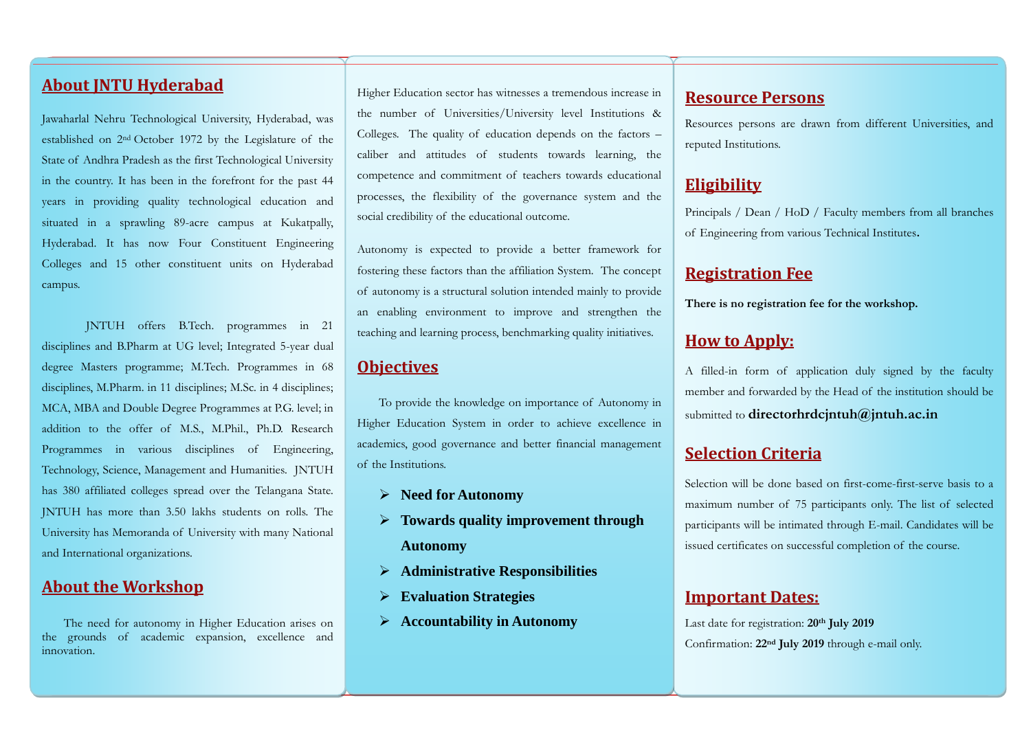## About JNTU Hyderabad

Jawaharlal Nehru Technological University, Hyderabad, was established on 2nd October 1972 by the Legislature of the State of Andhra Pradesh as the first Technological University in the country. It has been in the forefront for the past 44 years in providing quality technological education and situated in a sprawling 89-acre campus at Kukatpally, Hyderabad. It has now Four Constituent Engineering Colleges and 15 other constituent units on Hyderabad campus.

JNTUH offers B.Tech. programmes in 21 disciplines and B.Pharm at UG level; Integrated 5-year dual degree Masters programme; M.Tech. Programmes in 68 disciplines, M.Pharm. in 11 disciplines; M.Sc. in 4 disciplines; MCA, MBA and Double Degree Programmes at P.G. level; in addition to the offer of M.S., M.Phil., Ph.D. Research Programmes in various disciplines of Engineering, Technology, Science, Management and Humanities. JNTUH has 380 affiliated colleges spread over the Telangana State. JNTUH has more than 3.50 lakhs students on rolls. The University has Memoranda of University with many National and International organizations.

## About the Workshop

The need for autonomy in Higher Education arises on the grounds of academic expansion, excellence and innovation.

Higher Education sector has witnesses a tremendous increase in the number of Universities/University level Institutions & Colleges. The quality of education depends on the factors – caliber and attitudes of students towards learning, the competence and commitment of teachers towards educational processes, the flexibility of the governance system and the social credibility of the educational outcome.

Autonomy is expected to provide a better framework for fostering these factors than the affiliation System. The concept of autonomy is a structural solution intended mainly to provide an enabling environment to improve and strengthen the teaching and learning process, benchmarking quality initiatives.

## Objectives

To provide the knowledge on importance of Autonomy in Higher Education System in order to achieve excellence in academics, good governance and better financial management of the Institutions.

- **Need for Autonomy**
- **Towards quality improvement through Autonomy**
- **Administrative Responsibilities**
- **Evaluation Strategies**
- **Accountability in Autonomy**

## Resource Persons

Resources persons are drawn from different Universities, and reputed Institutions.

## Eligibility

Principals / Dean / HoD / Faculty members from all branches of Engineering from various Technical Institutes.

## Registration Fee

**There is no registration fee for the workshop.**

## How to Apply:

A filled-in form of application duly signed by the faculty member and forwarded by the Head of the institution should be submitted to **directorhrdcjntuh@jntuh.ac.in**

## Selection Criteria

Selection will be done based on first-come-first-serve basis to a maximum number of 75 participants only. The list of selected participants will be intimated through E-mail. Candidates will be issued certificates on successful completion of the course.

## Important Dates:

Last date for registration: **20th July 2019**

Confirmation: **22nd July 2019** through e-mail only.